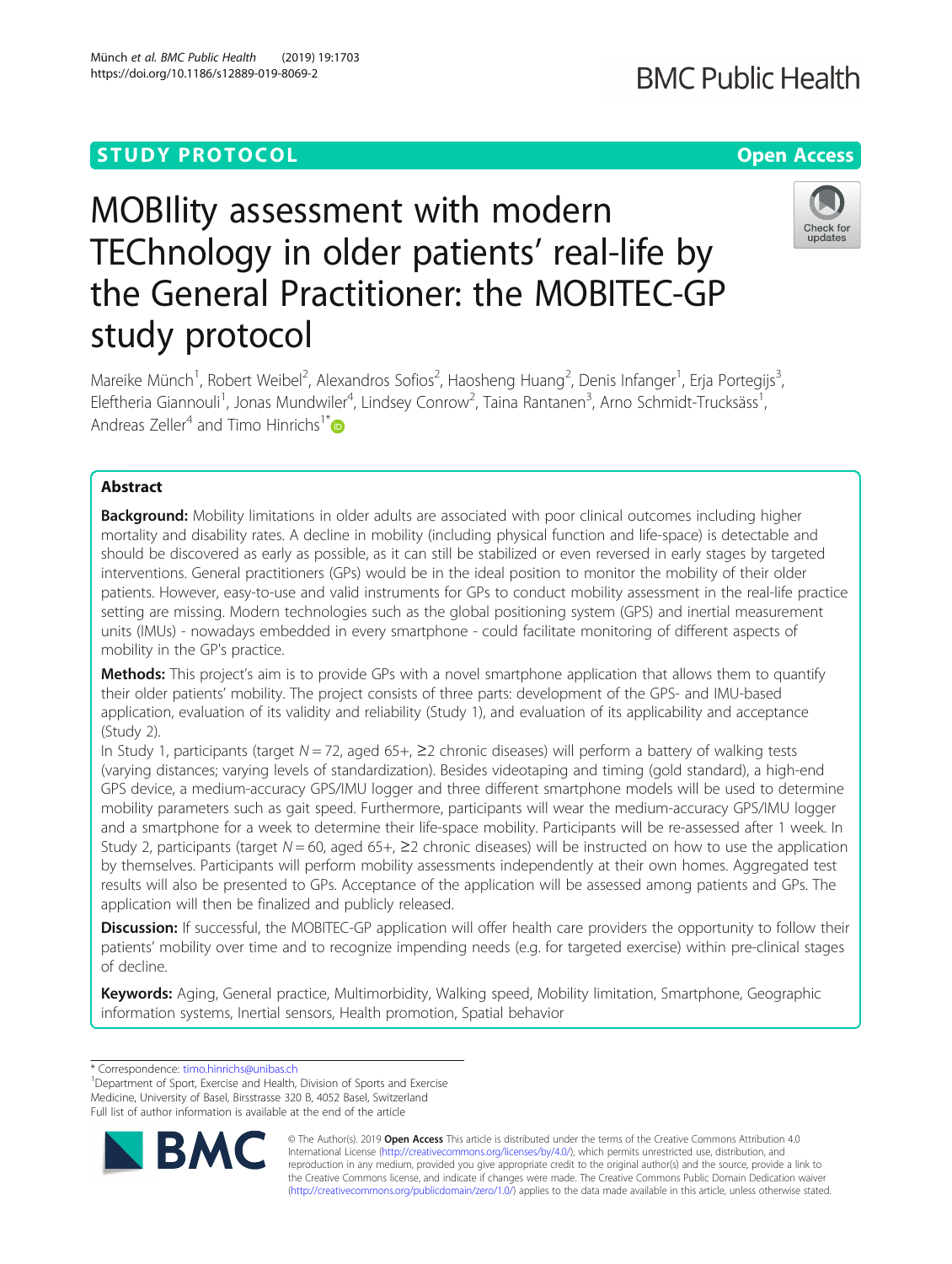STUDY PROTOCOL

Open Access

# MOBIlity assessment with modern TEChnology in older patients' real-life by the General Practitioner: the MOBITEC-GP study protocol

Mareike Münch[1], Robert Weibel[2], Alexandros Sofios[2], Haosheng Huang[2], Denis Infanger[1], Erja Portegijs[3], Eleftheria Giannouli[1], Jonas Mundwiler[4], Lindsey Conrow[2], Taina Rantanen[3], Arno Schmidt-Trucksäss[1], Andreas Zeller[4] and Timo Hinrichs[1]*

## Abstract

**Background:** Mobility limitations in older adults are associated with poor clinical outcomes including higher mortality and disability rates. A decline in mobility (including physical function and life-space) is detectable and should be discovered as early as possible, as it can still be stabilized or even reversed in early stages by targeted interventions. General practitioners (GPs) would be in the ideal position to monitor the mobility of their older patients. However, easy-to-use and valid instruments for GPs to conduct mobility assessment in the real-life practice setting are missing. Modern technologies such as the global positioning system (GPS) and inertial measurement units (IMUs) - nowadays embedded in every smartphone - could facilitate monitoring of different aspects of mobility in the GP's practice.

**Methods:** This project's aim is to provide GPs with a novel smartphone application that allows them to quantify their older patients' mobility. The project consists of three parts: development of the GPS- and IMU-based application, evaluation of its validity and reliability (Study 1), and evaluation of its applicability and acceptance (Study 2).

In Study 1, participants (target $N = 72$, aged 65+, ≥2 chronic diseases) will perform a battery of walking tests (varying distances; varying levels of standardization). Besides videotaping and timing (gold standard), a high-end GPS device, a medium-accuracy GPS/IMU logger and three different smartphone models will be used to determine mobility parameters such as gait speed. Furthermore, participants will wear the medium-accuracy GPS/IMU logger and a smartphone for a week to determine their life-space mobility. Participants will be re-assessed after 1 week. In Study 2, participants (target $N = 60$, aged 65+, ≥2 chronic diseases) will be instructed on how to use the application by themselves. Participants will perform mobility assessments independently at their own homes. Aggregated test results will also be presented to GPs. Acceptance of the application will be assessed among patients and GPs. The application will then be finalized and publicly released.

**Discussion:** If successful, the MOBITEC-GP application will offer health care providers the opportunity to follow their patients' mobility over time and to recognize impending needs (e.g. for targeted exercise) within pre-clinical stages of decline.

**Keywords:** Aging, General practice, Multimorbidity, Walking speed, Mobility limitation, Smartphone, Geographic information systems, Inertial sensors, Health promotion, Spatial behavior

\* Correspondence: timo.hinrichs@unibas.ch

[1]Department of Sport, Exercise and Health, Division of Sports and Exercise Medicine, University of Basel, Birsstrasse 320 B, 4052 Basel, Switzerland

Full list of author information is available at the end of the article

© The Author(s). 2019 **Open Access** This article is distributed under the terms of the Creative Commons Attribution 4.0 International License (http://creativecommons.org/licenses/by/4.0/), which permits unrestricted use, distribution, and reproduction in any medium, provided you give appropriate credit to the original author(s) and the source, provide a link to the Creative Commons license, and indicate if changes were made. The Creative Commons Public Domain Dedication waiver (http://creativecommons.org/publicdomain/zero/1.0/) applies to the data made available in this article, unless otherwise stated.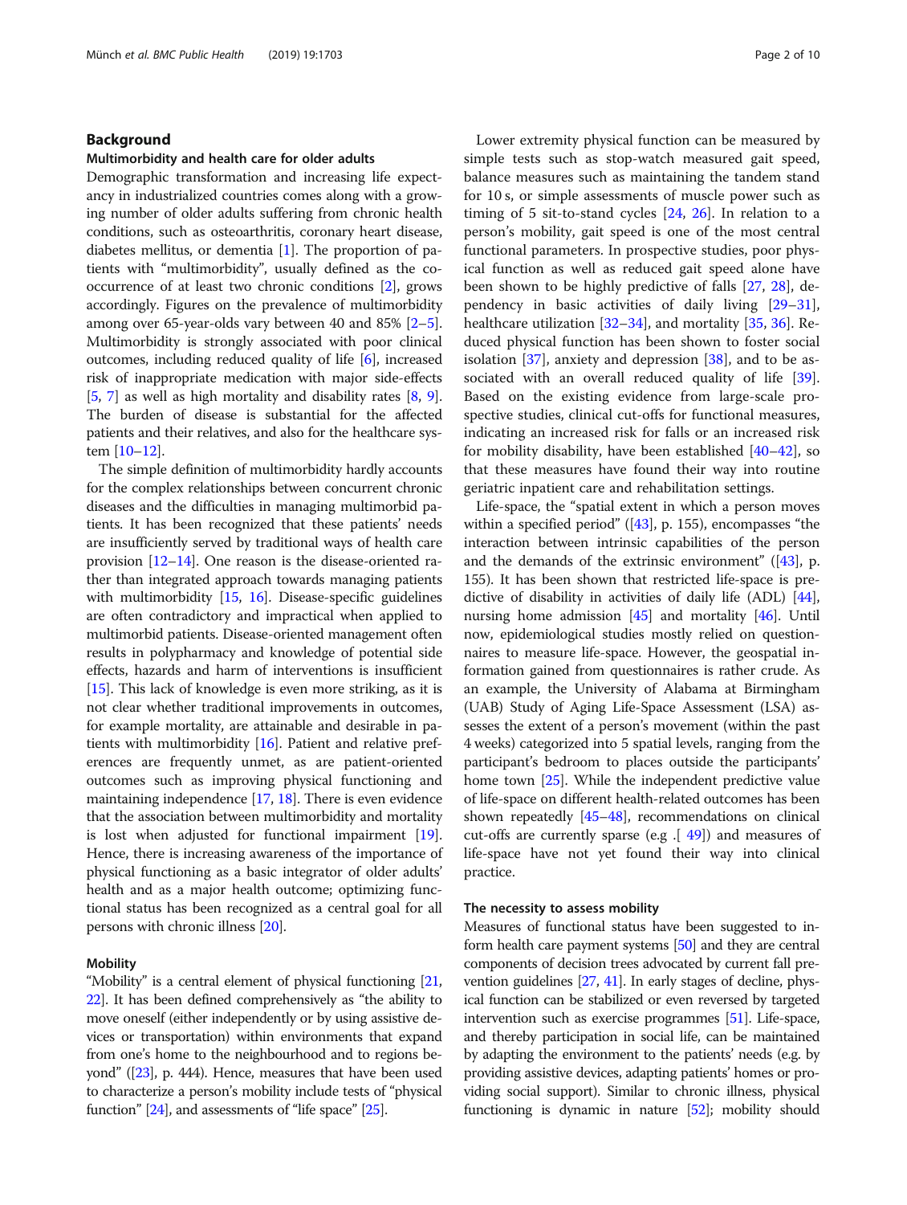## Background

### Multimorbidity and health care for older adults

Demographic transformation and increasing life expectancy in industrialized countries comes along with a growing number of older adults suffering from chronic health conditions, such as osteoarthritis, coronary heart disease, diabetes mellitus, or dementia [1]. The proportion of patients with "multimorbidity", usually defined as the co-occurrence of at least two chronic conditions [2], grows accordingly. Figures on the prevalence of multimorbidity among over 65-year-olds vary between 40 and 85% [2–5]. Multimorbidity is strongly associated with poor clinical outcomes, including reduced quality of life [6], increased risk of inappropriate medication with major side-effects [5, 7] as well as high mortality and disability rates [8, 9]. The burden of disease is substantial for the affected patients and their relatives, and also for the healthcare system [10–12].

The simple definition of multimorbidity hardly accounts for the complex relationships between concurrent chronic diseases and the difficulties in managing multimorbid patients. It has been recognized that these patients' needs are insufficiently served by traditional ways of health care provision [12–14]. One reason is the disease-oriented rather than integrated approach towards managing patients with multimorbidity [15, 16]. Disease-specific guidelines are often contradictory and impractical when applied to multimorbid patients. Disease-oriented management often results in polypharmacy and knowledge of potential side effects, hazards and harm of interventions is insufficient [15]. This lack of knowledge is even more striking, as it is not clear whether traditional improvements in outcomes, for example mortality, are attainable and desirable in patients with multimorbidity [16]. Patient and relative preferences are frequently unmet, as are patient-oriented outcomes such as improving physical functioning and maintaining independence [17, 18]. There is even evidence that the association between multimorbidity and mortality is lost when adjusted for functional impairment [19]. Hence, there is increasing awareness of the importance of physical functioning as a basic integrator of older adults' health and as a major health outcome; optimizing functional status has been recognized as a central goal for all persons with chronic illness [20].

### Mobility

"Mobility" is a central element of physical functioning [21, 22]. It has been defined comprehensively as "the ability to move oneself (either independently or by using assistive devices or transportation) within environments that expand from one's home to the neighbourhood and to regions beyond" ([23], p. 444). Hence, measures that have been used to characterize a person's mobility include tests of "physical function" [24], and assessments of "life space" [25].

Lower extremity physical function can be measured by simple tests such as stop-watch measured gait speed, balance measures such as maintaining the tandem stand for 10 s, or simple assessments of muscle power such as timing of 5 sit-to-stand cycles [24, 26]. In relation to a person's mobility, gait speed is one of the most central functional parameters. In prospective studies, poor physical function as well as reduced gait speed alone have been shown to be highly predictive of falls [27, 28], dependency in basic activities of daily living [29–31], healthcare utilization [32–34], and mortality [35, 36]. Reduced physical function has been shown to foster social isolation [37], anxiety and depression [38], and to be associated with an overall reduced quality of life [39]. Based on the existing evidence from large-scale prospective studies, clinical cut-offs for functional measures, indicating an increased risk for falls or an increased risk for mobility disability, have been established [40–42], so that these measures have found their way into routine geriatric inpatient care and rehabilitation settings.

Life-space, the "spatial extent in which a person moves within a specified period" ([43], p. 155), encompasses "the interaction between intrinsic capabilities of the person and the demands of the extrinsic environment" ([43], p. 155). It has been shown that restricted life-space is predictive of disability in activities of daily life (ADL) [44], nursing home admission [45] and mortality [46]. Until now, epidemiological studies mostly relied on questionnaires to measure life-space. However, the geospatial information gained from questionnaires is rather crude. As an example, the University of Alabama at Birmingham (UAB) Study of Aging Life-Space Assessment (LSA) assesses the extent of a person's movement (within the past 4 weeks) categorized into 5 spatial levels, ranging from the participant's bedroom to places outside the participants' home town [25]. While the independent predictive value of life-space on different health-related outcomes has been shown repeatedly [45–48], recommendations on clinical cut-offs are currently sparse (e.g .[ 49]) and measures of life-space have not yet found their way into clinical practice.

### The necessity to assess mobility

Measures of functional status have been suggested to inform health care payment systems [50] and they are central components of decision trees advocated by current fall prevention guidelines [27, 41]. In early stages of decline, physical function can be stabilized or even reversed by targeted intervention such as exercise programmes [51]. Life-space, and thereby participation in social life, can be maintained by adapting the environment to the patients' needs (e.g. by providing assistive devices, adapting patients' homes or providing social support). Similar to chronic illness, physical functioning is dynamic in nature [52]; mobility should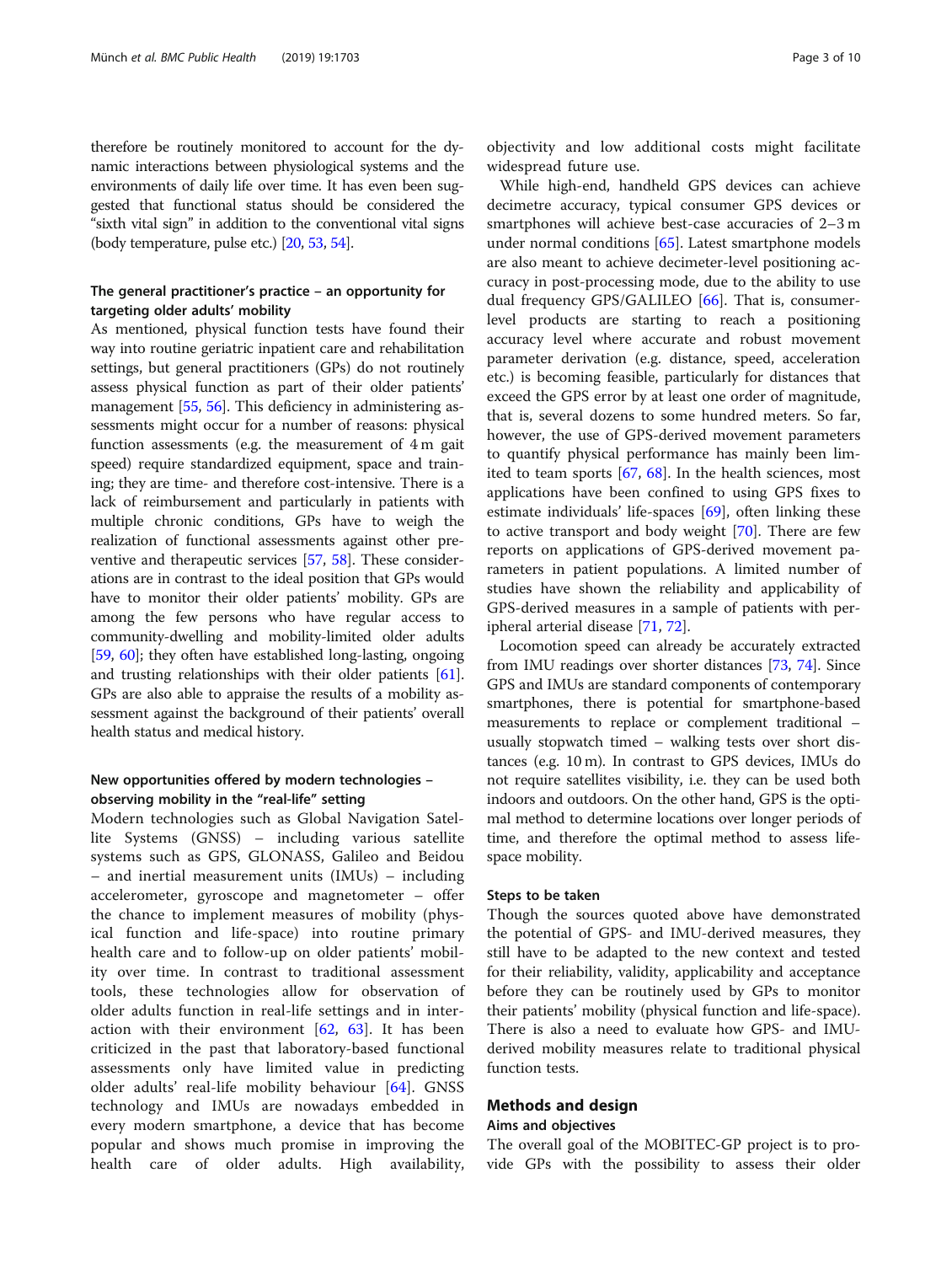therefore be routinely monitored to account for the dynamic interactions between physiological systems and the environments of daily life over time. It has even been suggested that functional status should be considered the "sixth vital sign" in addition to the conventional vital signs (body temperature, pulse etc.) [20, 53, 54].

### The general practitioner's practice – an opportunity for targeting older adults' mobility

As mentioned, physical function tests have found their way into routine geriatric inpatient care and rehabilitation settings, but general practitioners (GPs) do not routinely assess physical function as part of their older patients' management [55, 56]. This deficiency in administering assessments might occur for a number of reasons: physical function assessments (e.g. the measurement of 4 m gait speed) require standardized equipment, space and training; they are time- and therefore cost-intensive. There is a lack of reimbursement and particularly in patients with multiple chronic conditions, GPs have to weigh the realization of functional assessments against other preventive and therapeutic services [57, 58]. These considerations are in contrast to the ideal position that GPs would have to monitor their older patients' mobility. GPs are among the few persons who have regular access to community-dwelling and mobility-limited older adults [59, 60]; they often have established long-lasting, ongoing and trusting relationships with their older patients [61]. GPs are also able to appraise the results of a mobility assessment against the background of their patients' overall health status and medical history.

### New opportunities offered by modern technologies – observing mobility in the "real-life" setting

Modern technologies such as Global Navigation Satellite Systems (GNSS) – including various satellite systems such as GPS, GLONASS, Galileo and Beidou – and inertial measurement units (IMUs) – including accelerometer, gyroscope and magnetometer – offer the chance to implement measures of mobility (physical function and life-space) into routine primary health care and to follow-up on older patients' mobility over time. In contrast to traditional assessment tools, these technologies allow for observation of older adults function in real-life settings and in interaction with their environment [62, 63]. It has been criticized in the past that laboratory-based functional assessments only have limited value in predicting older adults' real-life mobility behaviour [64]. GNSS technology and IMUs are nowadays embedded in every modern smartphone, a device that has become popular and shows much promise in improving the health care of older adults. High availability, objectivity and low additional costs might facilitate widespread future use.

While high-end, handheld GPS devices can achieve decimetre accuracy, typical consumer GPS devices or smartphones will achieve best-case accuracies of 2–3 m under normal conditions [65]. Latest smartphone models are also meant to achieve decimeter-level positioning accuracy in post-processing mode, due to the ability to use dual frequency GPS/GALILEO [66]. That is, consumer-level products are starting to reach a positioning accuracy level where accurate and robust movement parameter derivation (e.g. distance, speed, acceleration etc.) is becoming feasible, particularly for distances that exceed the GPS error by at least one order of magnitude, that is, several dozens to some hundred meters. So far, however, the use of GPS-derived movement parameters to quantify physical performance has mainly been limited to team sports [67, 68]. In the health sciences, most applications have been confined to using GPS fixes to estimate individuals' life-spaces [69], often linking these to active transport and body weight [70]. There are few reports on applications of GPS-derived movement parameters in patient populations. A limited number of studies have shown the reliability and applicability of GPS-derived measures in a sample of patients with peripheral arterial disease [71, 72].

Locomotion speed can already be accurately extracted from IMU readings over shorter distances [73, 74]. Since GPS and IMUs are standard components of contemporary smartphones, there is potential for smartphone-based measurements to replace or complement traditional – usually stopwatch timed – walking tests over short distances (e.g. 10 m). In contrast to GPS devices, IMUs do not require satellites visibility, i.e. they can be used both indoors and outdoors. On the other hand, GPS is the optimal method to determine locations over longer periods of time, and therefore the optimal method to assess life-space mobility.

### Steps to be taken

Though the sources quoted above have demonstrated the potential of GPS- and IMU-derived measures, they still have to be adapted to the new context and tested for their reliability, validity, applicability and acceptance before they can be routinely used by GPs to monitor their patients' mobility (physical function and life-space). There is also a need to evaluate how GPS- and IMU-derived mobility measures relate to traditional physical function tests.

## Methods and design

### Aims and objectives

The overall goal of the MOBITEC-GP project is to provide GPs with the possibility to assess their older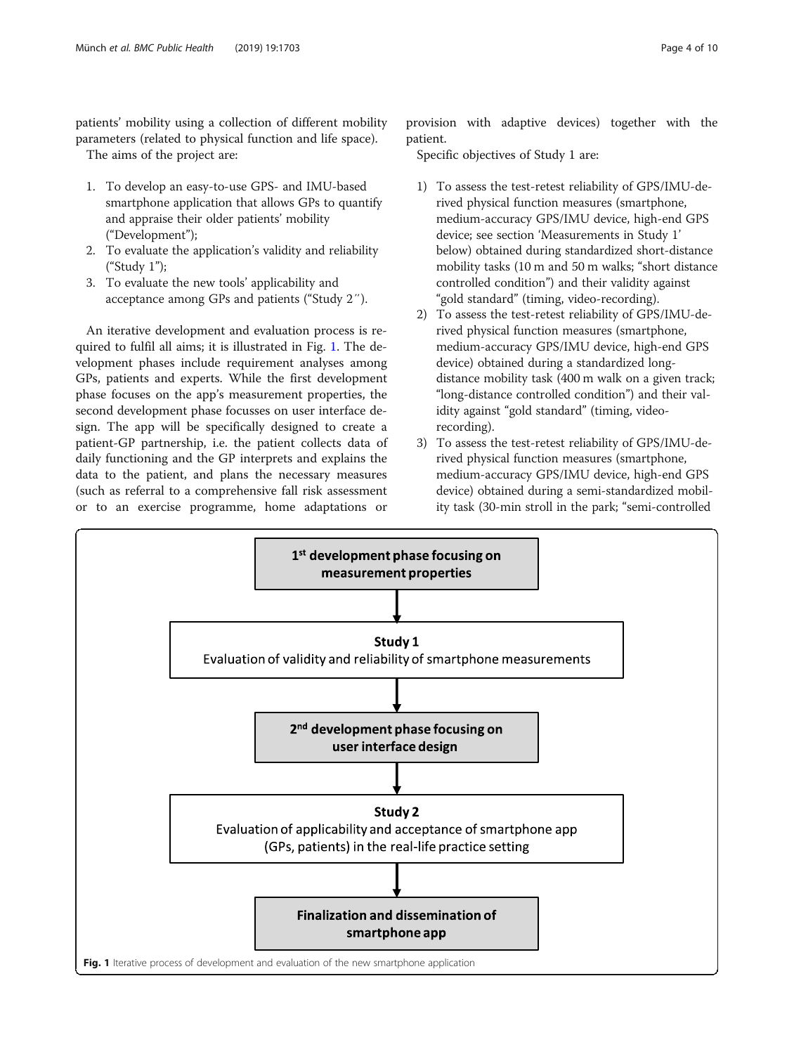patients' mobility using a collection of different mobility parameters (related to physical function and life space).

The aims of the project are:

1. To develop an easy-to-use GPS- and IMU-based smartphone application that allows GPs to quantify and appraise their older patients' mobility ("Development");
2. To evaluate the application's validity and reliability ("Study 1");
3. To evaluate the new tools' applicability and acceptance among GPs and patients ("Study 2″).

An iterative development and evaluation process is required to fulfil all aims; it is illustrated in Fig. 1. The development phases include requirement analyses among GPs, patients and experts. While the first development phase focuses on the app's measurement properties, the second development phase focusses on user interface design. The app will be specifically designed to create a patient-GP partnership, i.e. the patient collects data of daily functioning and the GP interprets and explains the data to the patient, and plans the necessary measures (such as referral to a comprehensive fall risk assessment or to an exercise programme, home adaptations or provision with adaptive devices) together with the patient.

Specific objectives of Study 1 are:

1) To assess the test-retest reliability of GPS/IMU-derived physical function measures (smartphone, medium-accuracy GPS/IMU device, high-end GPS device; see section 'Measurements in Study 1' below) obtained during standardized short-distance mobility tasks (10 m and 50 m walks; "short distance controlled condition") and their validity against "gold standard" (timing, video-recording).
2) To assess the test-retest reliability of GPS/IMU-derived physical function measures (smartphone, medium-accuracy GPS/IMU device, high-end GPS device) obtained during a standardized long-distance mobility task (400 m walk on a given track; "long-distance controlled condition") and their validity against "gold standard" (timing, video-recording).
3) To assess the test-retest reliability of GPS/IMU-derived physical function measures (smartphone, medium-accuracy GPS/IMU device, high-end GPS device) obtained during a semi-standardized mobility task (30-min stroll in the park; "semi-controlled

**1st development phase focusing on measurement properties**

↓

**Study 1**
Evaluation of validity and reliability of smartphone measurements

↓

**2nd development phase focusing on user interface design**

↓

**Study 2**
Evaluation of applicability and acceptance of smartphone app (GPs, patients) in the real-life practice setting

↓

**Finalization and dissemination of smartphone app**

**Fig. 1** Iterative process of development and evaluation of the new smartphone application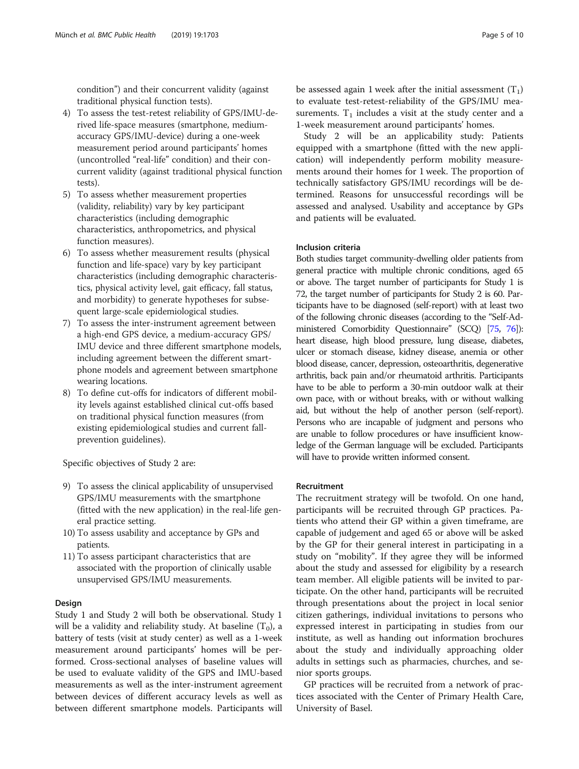condition") and their concurrent validity (against traditional physical function tests).

4) To assess the test-retest reliability of GPS/IMU-derived life-space measures (smartphone, medium-accuracy GPS/IMU-device) during a one-week measurement period around participants' homes (uncontrolled "real-life" condition) and their concurrent validity (against traditional physical function tests).
5) To assess whether measurement properties (validity, reliability) vary by key participant characteristics (including demographic characteristics, anthropometrics, and physical function measures).
6) To assess whether measurement results (physical function and life-space) vary by key participant characteristics (including demographic characteristics, physical activity level, gait efficacy, fall status, and morbidity) to generate hypotheses for subsequent large-scale epidemiological studies.
7) To assess the inter-instrument agreement between a high-end GPS device, a medium-accuracy GPS/IMU device and three different smartphone models, including agreement between the different smartphone models and agreement between smartphone wearing locations.
8) To define cut-offs for indicators of different mobility levels against established clinical cut-offs based on traditional physical function measures (from existing epidemiological studies and current fall-prevention guidelines).

Specific objectives of Study 2 are:

9) To assess the clinical applicability of unsupervised GPS/IMU measurements with the smartphone (fitted with the new application) in the real-life general practice setting.
10) To assess usability and acceptance by GPs and patients.
11) To assess participant characteristics that are associated with the proportion of clinically usable unsupervised GPS/IMU measurements.

### Design

Study 1 and Study 2 will both be observational. Study 1 will be a validity and reliability study. At baseline ($T_0$), a battery of tests (visit at study center) as well as a 1-week measurement around participants' homes will be performed. Cross-sectional analyses of baseline values will be used to evaluate validity of the GPS and IMU-based measurements as well as the inter-instrument agreement between devices of different accuracy levels as well as between different smartphone models. Participants will be assessed again 1 week after the initial assessment ($T_1$) to evaluate test-retest-reliability of the GPS/IMU measurements. $T_1$ includes a visit at the study center and a 1-week measurement around participants' homes.

Study 2 will be an applicability study: Patients equipped with a smartphone (fitted with the new application) will independently perform mobility measurements around their homes for 1 week. The proportion of technically satisfactory GPS/IMU recordings will be determined. Reasons for unsuccessful recordings will be assessed and analysed. Usability and acceptance by GPs and patients will be evaluated.

### Inclusion criteria

Both studies target community-dwelling older patients from general practice with multiple chronic conditions, aged 65 or above. The target number of participants for Study 1 is 72, the target number of participants for Study 2 is 60. Participants have to be diagnosed (self-report) with at least two of the following chronic diseases (according to the "Self-Administered Comorbidity Questionnaire" (SCQ) [75, 76]): heart disease, high blood pressure, lung disease, diabetes, ulcer or stomach disease, kidney disease, anemia or other blood disease, cancer, depression, osteoarthritis, degenerative arthritis, back pain and/or rheumatoid arthritis. Participants have to be able to perform a 30-min outdoor walk at their own pace, with or without breaks, with or without walking aid, but without the help of another person (self-report). Persons who are incapable of judgment and persons who are unable to follow procedures or have insufficient knowledge of the German language will be excluded. Participants will have to provide written informed consent.

### Recruitment

The recruitment strategy will be twofold. On one hand, participants will be recruited through GP practices. Patients who attend their GP within a given timeframe, are capable of judgement and aged 65 or above will be asked by the GP for their general interest in participating in a study on "mobility". If they agree they will be informed about the study and assessed for eligibility by a research team member. All eligible patients will be invited to participate. On the other hand, participants will be recruited through presentations about the project in local senior citizen gatherings, individual invitations to persons who expressed interest in participating in studies from our institute, as well as handing out information brochures about the study and individually approaching older adults in settings such as pharmacies, churches, and senior sports groups.

GP practices will be recruited from a network of practices associated with the Center of Primary Health Care, University of Basel.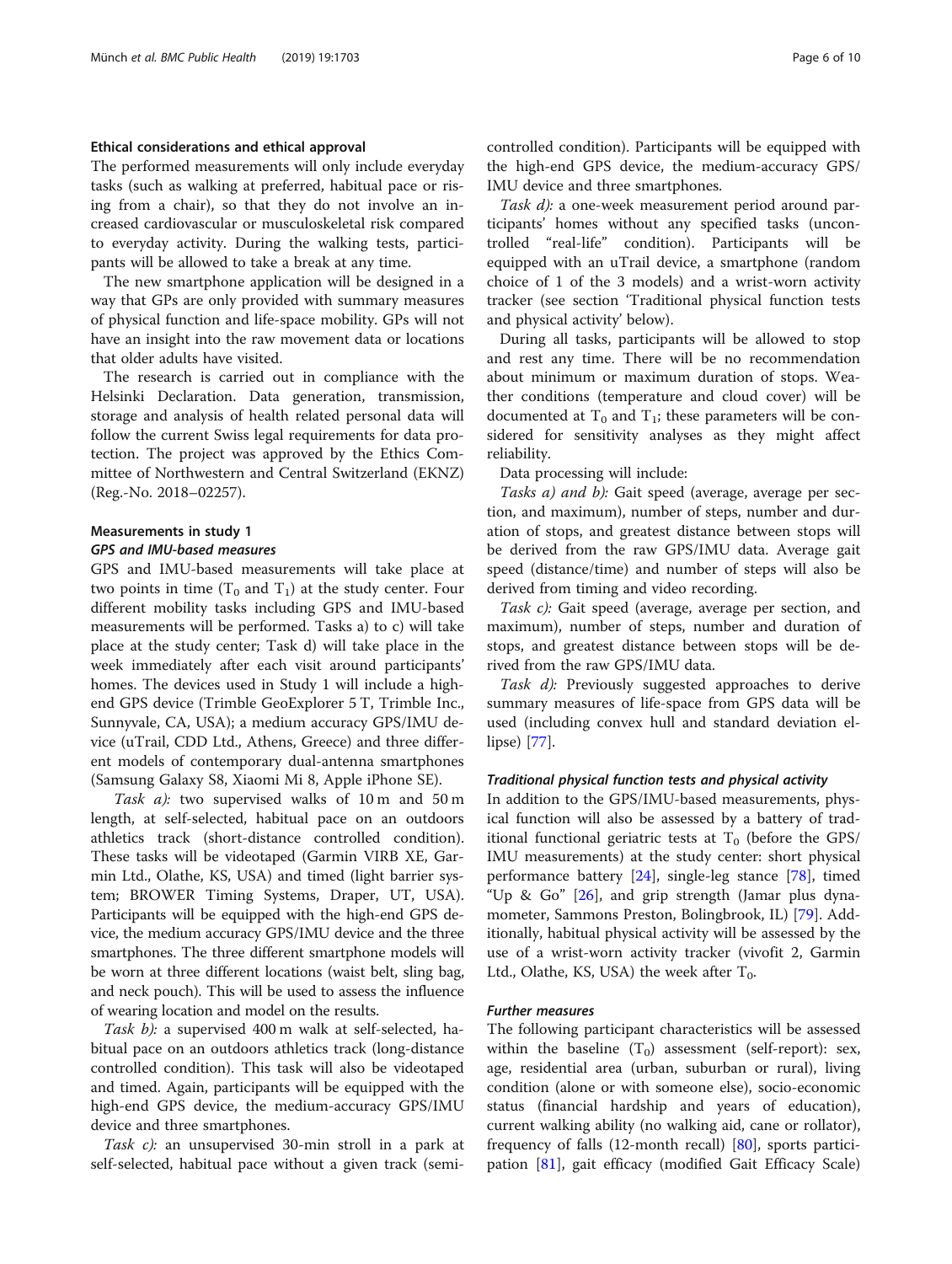### Ethical considerations and ethical approval

The performed measurements will only include everyday tasks (such as walking at preferred, habitual pace or rising from a chair), so that they do not involve an increased cardiovascular or musculoskeletal risk compared to everyday activity. During the walking tests, participants will be allowed to take a break at any time.

The new smartphone application will be designed in a way that GPs are only provided with summary measures of physical function and life-space mobility. GPs will not have an insight into the raw movement data or locations that older adults have visited.

The research is carried out in compliance with the Helsinki Declaration. Data generation, transmission, storage and analysis of health related personal data will follow the current Swiss legal requirements for data protection. The project was approved by the Ethics Committee of Northwestern and Central Switzerland (EKNZ) (Reg.-No. 2018–02257).

### Measurements in study 1

#### GPS and IMU-based measures

GPS and IMU-based measurements will take place at two points in time ($T_0$ and $T_1$) at the study center. Four different mobility tasks including GPS and IMU-based measurements will be performed. Tasks a) to c) will take place at the study center; Task d) will take place in the week immediately after each visit around participants' homes. The devices used in Study 1 will include a high-end GPS device (Trimble GeoExplorer 5 T, Trimble Inc., Sunnyvale, CA, USA); a medium accuracy GPS/IMU device (uTrail, CDD Ltd., Athens, Greece) and three different models of contemporary dual-antenna smartphones (Samsung Galaxy S8, Xiaomi Mi 8, Apple iPhone SE).

*Task a):* two supervised walks of 10 m and 50 m length, at self-selected, habitual pace on an outdoors athletics track (short-distance controlled condition). These tasks will be videotaped (Garmin VIRB XE, Garmin Ltd., Olathe, KS, USA) and timed (light barrier system; BROWER Timing Systems, Draper, UT, USA). Participants will be equipped with the high-end GPS device, the medium accuracy GPS/IMU device and the three smartphones. The three different smartphone models will be worn at three different locations (waist belt, sling bag, and neck pouch). This will be used to assess the influence of wearing location and model on the results.

*Task b):* a supervised 400 m walk at self-selected, habitual pace on an outdoors athletics track (long-distance controlled condition). This task will also be videotaped and timed. Again, participants will be equipped with the high-end GPS device, the medium-accuracy GPS/IMU device and three smartphones.

*Task c):* an unsupervised 30-min stroll in a park at self-selected, habitual pace without a given track (semi-controlled condition). Participants will be equipped with the high-end GPS device, the medium-accuracy GPS/IMU device and three smartphones.

*Task d):* a one-week measurement period around participants' homes without any specified tasks (uncontrolled "real-life" condition). Participants will be equipped with an uTrail device, a smartphone (random choice of 1 of the 3 models) and a wrist-worn activity tracker (see section 'Traditional physical function tests and physical activity' below).

During all tasks, participants will be allowed to stop and rest any time. There will be no recommendation about minimum or maximum duration of stops. Weather conditions (temperature and cloud cover) will be documented at $T_0$ and $T_1$; these parameters will be considered for sensitivity analyses as they might affect reliability.

Data processing will include:

*Tasks a) and b):* Gait speed (average, average per section, and maximum), number of steps, number and duration of stops, and greatest distance between stops will be derived from the raw GPS/IMU data. Average gait speed (distance/time) and number of steps will also be derived from timing and video recording.

*Task c):* Gait speed (average, average per section, and maximum), number of steps, number and duration of stops, and greatest distance between stops will be derived from the raw GPS/IMU data.

*Task d):* Previously suggested approaches to derive summary measures of life-space from GPS data will be used (including convex hull and standard deviation ellipse) [77].

#### Traditional physical function tests and physical activity

In addition to the GPS/IMU-based measurements, physical function will also be assessed by a battery of traditional functional geriatric tests at $T_0$ (before the GPS/IMU measurements) at the study center: short physical performance battery [24], single-leg stance [78], timed "Up & Go" [26], and grip strength (Jamar plus dynamometer, Sammons Preston, Bolingbrook, IL) [79]. Additionally, habitual physical activity will be assessed by the use of a wrist-worn activity tracker (vivofit 2, Garmin Ltd., Olathe, KS, USA) the week after $T_0$.

#### Further measures

The following participant characteristics will be assessed within the baseline ($T_0$) assessment (self-report): sex, age, residential area (urban, suburban or rural), living condition (alone or with someone else), socio-economic status (financial hardship and years of education), current walking ability (no walking aid, cane or rollator), frequency of falls (12-month recall) [80], sports participation [81], gait efficacy (modified Gait Efficacy Scale)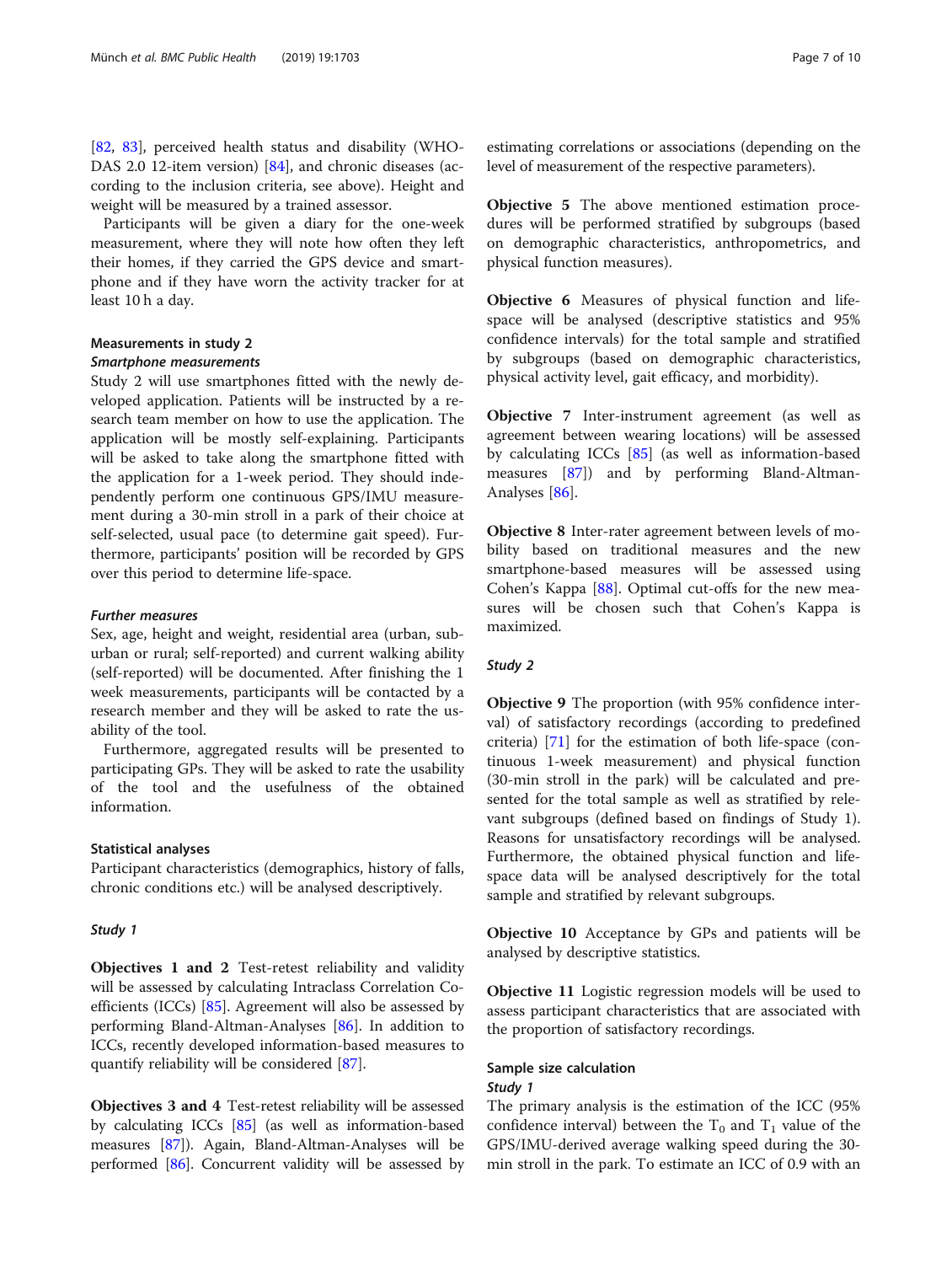[82, 83], perceived health status and disability (WHO-DAS 2.0 12-item version) [84], and chronic diseases (according to the inclusion criteria, see above). Height and weight will be measured by a trained assessor.

Participants will be given a diary for the one-week measurement, where they will note how often they left their homes, if they carried the GPS device and smartphone and if they have worn the activity tracker for at least 10 h a day.

### Measurements in study 2

#### *Smartphone measurements*

Study 2 will use smartphones fitted with the newly developed application. Patients will be instructed by a research team member on how to use the application. The application will be mostly self-explaining. Participants will be asked to take along the smartphone fitted with the application for a 1-week period. They should independently perform one continuous GPS/IMU measurement during a 30-min stroll in a park of their choice at self-selected, usual pace (to determine gait speed). Furthermore, participants' position will be recorded by GPS over this period to determine life-space.

#### *Further measures*

Sex, age, height and weight, residential area (urban, suburban or rural; self-reported) and current walking ability (self-reported) will be documented. After finishing the 1 week measurements, participants will be contacted by a research member and they will be asked to rate the usability of the tool.

Furthermore, aggregated results will be presented to participating GPs. They will be asked to rate the usability of the tool and the usefulness of the obtained information.

### Statistical analyses

Participant characteristics (demographics, history of falls, chronic conditions etc.) will be analysed descriptively.

#### *Study 1*

**Objectives 1 and 2** Test-retest reliability and validity will be assessed by calculating Intraclass Correlation Coefficients (ICCs) [85]. Agreement will also be assessed by performing Bland-Altman-Analyses [86]. In addition to ICCs, recently developed information-based measures to quantify reliability will be considered [87].

**Objectives 3 and 4** Test-retest reliability will be assessed by calculating ICCs [85] (as well as information-based measures [87]). Again, Bland-Altman-Analyses will be performed [86]. Concurrent validity will be assessed by estimating correlations or associations (depending on the level of measurement of the respective parameters).

**Objective 5** The above mentioned estimation procedures will be performed stratified by subgroups (based on demographic characteristics, anthropometrics, and physical function measures).

**Objective 6** Measures of physical function and life-space will be analysed (descriptive statistics and 95% confidence intervals) for the total sample and stratified by subgroups (based on demographic characteristics, physical activity level, gait efficacy, and morbidity).

**Objective 7** Inter-instrument agreement (as well as agreement between wearing locations) will be assessed by calculating ICCs [85] (as well as information-based measures [87]) and by performing Bland-Altman-Analyses [86].

**Objective 8** Inter-rater agreement between levels of mobility based on traditional measures and the new smartphone-based measures will be assessed using Cohen's Kappa [88]. Optimal cut-offs for the new measures will be chosen such that Cohen's Kappa is maximized.

#### *Study 2*

**Objective 9** The proportion (with 95% confidence interval) of satisfactory recordings (according to predefined criteria) [71] for the estimation of both life-space (continuous 1-week measurement) and physical function (30-min stroll in the park) will be calculated and presented for the total sample as well as stratified by relevant subgroups (defined based on findings of Study 1). Reasons for unsatisfactory recordings will be analysed. Furthermore, the obtained physical function and life-space data will be analysed descriptively for the total sample and stratified by relevant subgroups.

**Objective 10** Acceptance by GPs and patients will be analysed by descriptive statistics.

**Objective 11** Logistic regression models will be used to assess participant characteristics that are associated with the proportion of satisfactory recordings.

### Sample size calculation

#### *Study 1*

The primary analysis is the estimation of the ICC (95% confidence interval) between the $T_0$ and $T_1$ value of the GPS/IMU-derived average walking speed during the 30-min stroll in the park. To estimate an ICC of 0.9 with an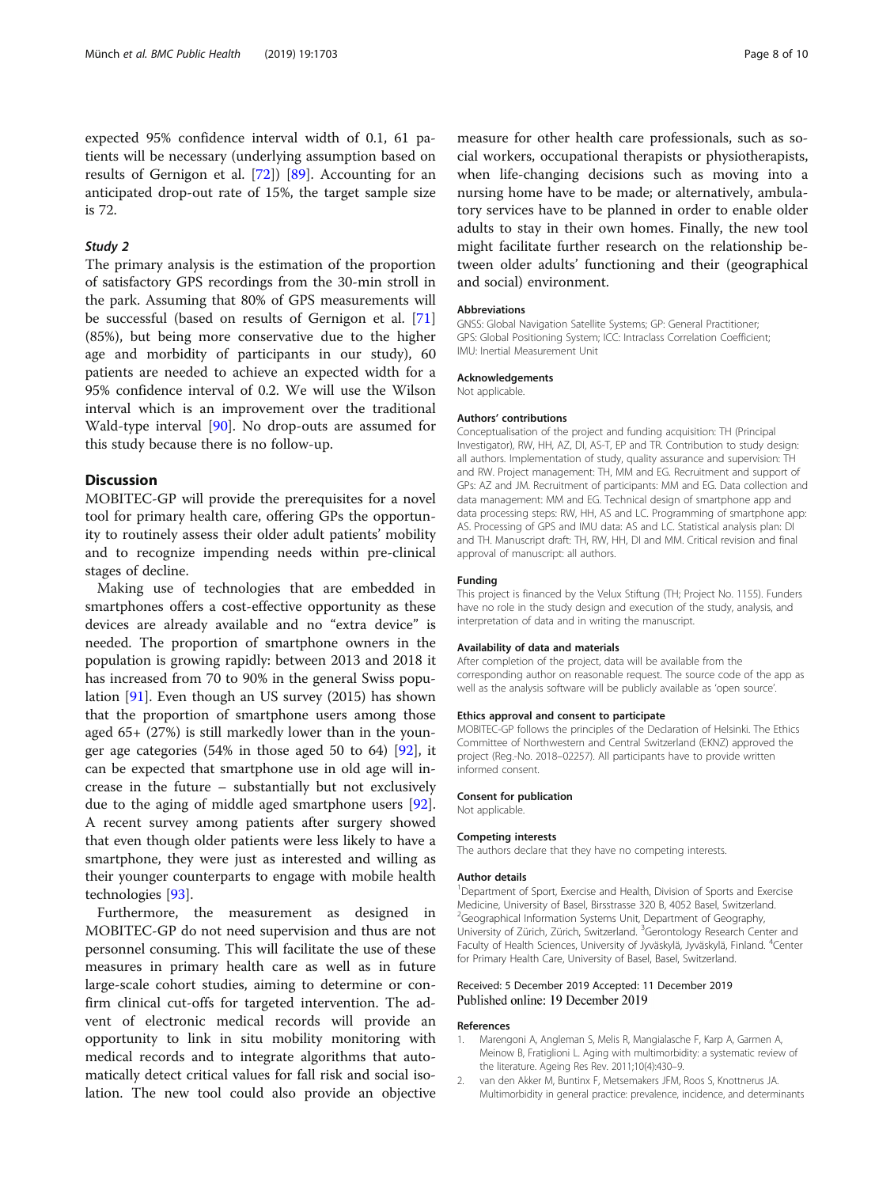expected 95% confidence interval width of 0.1, 61 patients will be necessary (underlying assumption based on results of Gernigon et al. [72]) [89]. Accounting for an anticipated drop-out rate of 15%, the target sample size is 72.

### *Study 2*

The primary analysis is the estimation of the proportion of satisfactory GPS recordings from the 30-min stroll in the park. Assuming that 80% of GPS measurements will be successful (based on results of Gernigon et al. [71] (85%), but being more conservative due to the higher age and morbidity of participants in our study), 60 patients are needed to achieve an expected width for a 95% confidence interval of 0.2. We will use the Wilson interval which is an improvement over the traditional Wald-type interval [90]. No drop-outs are assumed for this study because there is no follow-up.

## Discussion

MOBITEC-GP will provide the prerequisites for a novel tool for primary health care, offering GPs the opportunity to routinely assess their older adult patients' mobility and to recognize impending needs within pre-clinical stages of decline.

Making use of technologies that are embedded in smartphones offers a cost-effective opportunity as these devices are already available and no "extra device" is needed. The proportion of smartphone owners in the population is growing rapidly: between 2013 and 2018 it has increased from 70 to 90% in the general Swiss population [91]. Even though an US survey (2015) has shown that the proportion of smartphone users among those aged 65+ (27%) is still markedly lower than in the younger age categories (54% in those aged 50 to 64) [92], it can be expected that smartphone use in old age will increase in the future – substantially but not exclusively due to the aging of middle aged smartphone users [92]. A recent survey among patients after surgery showed that even though older patients were less likely to have a smartphone, they were just as interested and willing as their younger counterparts to engage with mobile health technologies [93].

Furthermore, the measurement as designed in MOBITEC-GP do not need supervision and thus are not personnel consuming. This will facilitate the use of these measures in primary health care as well as in future large-scale cohort studies, aiming to determine or confirm clinical cut-offs for targeted intervention. The advent of electronic medical records will provide an opportunity to link in situ mobility monitoring with medical records and to integrate algorithms that automatically detect critical values for fall risk and social isolation. The new tool could also provide an objective measure for other health care professionals, such as social workers, occupational therapists or physiotherapists, when life-changing decisions such as moving into a nursing home have to be made; or alternatively, ambulatory services have to be planned in order to enable older adults to stay in their own homes. Finally, the new tool might facilitate further research on the relationship between older adults' functioning and their (geographical and social) environment.

#### Abbreviations

GNSS: Global Navigation Satellite Systems; GP: General Practitioner; GPS: Global Positioning System; ICC: Intraclass Correlation Coefficient; IMU: Inertial Measurement Unit

#### Acknowledgements

Not applicable.

#### Authors' contributions

Conceptualisation of the project and funding acquisition: TH (Principal Investigator), RW, HH, AZ, DI, AS-T, EP and TR. Contribution to study design: all authors. Implementation of study, quality assurance and supervision: TH and RW. Project management: TH, MM and EG. Recruitment and support of GPs: AZ and JM. Recruitment of participants: MM and EG. Data collection and data management: MM and EG. Technical design of smartphone app and data processing steps: RW, HH, AS and LC. Programming of smartphone app: AS. Processing of GPS and IMU data: AS and LC. Statistical analysis plan: DI and TH. Manuscript draft: TH, RW, HH, DI and MM. Critical revision and final approval of manuscript: all authors.

#### Funding

This project is financed by the Velux Stiftung (TH; Project No. 1155). Funders have no role in the study design and execution of the study, analysis, and interpretation of data and in writing the manuscript.

#### Availability of data and materials

After completion of the project, data will be available from the corresponding author on reasonable request. The source code of the app as well as the analysis software will be publicly available as 'open source'.

#### Ethics approval and consent to participate

MOBITEC-GP follows the principles of the Declaration of Helsinki. The Ethics Committee of Northwestern and Central Switzerland (EKNZ) approved the project (Reg.-No. 2018–02257). All participants have to provide written informed consent.

#### Consent for publication

Not applicable.

#### Competing interests

The authors declare that they have no competing interests.

#### Author details

[1]Department of Sport, Exercise and Health, Division of Sports and Exercise Medicine, University of Basel, Birsstrasse 320 B, 4052 Basel, Switzerland. [2]Geographical Information Systems Unit, Department of Geography, University of Zürich, Zürich, Switzerland. [3]Gerontology Research Center and Faculty of Health Sciences, University of Jyväskylä, Jyväskylä, Finland. [4]Center for Primary Health Care, University of Basel, Basel, Switzerland.

Received: 5 December 2019 Accepted: 11 December 2019
Published online: 19 December 2019

#### References

1. Marengoni A, Angleman S, Melis R, Mangialasche F, Karp A, Garmen A, Meinow B, Fratiglioni L. Aging with multimorbidity: a systematic review of the literature. Ageing Res Rev. 2011;10(4):430–9.
2. van den Akker M, Buntinx F, Metsemakers JFM, Roos S, Knottnerus JA. Multimorbidity in general practice: prevalence, incidence, and determinants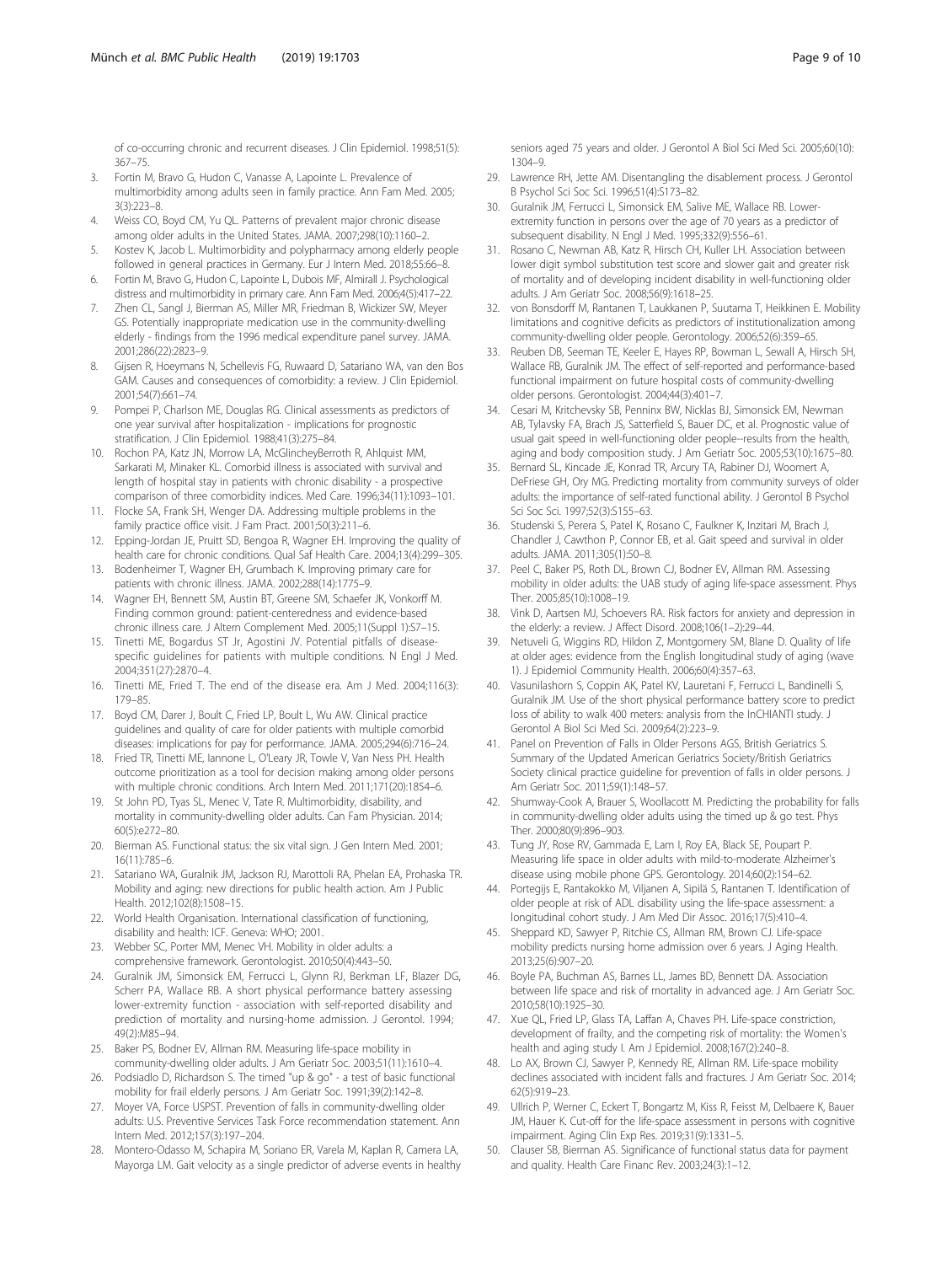of co-occurring chronic and recurrent diseases. J Clin Epidemiol. 1998;51(5): 367–75.

3. Fortin M, Bravo G, Hudon C, Vanasse A, Lapointe L. Prevalence of multimorbidity among adults seen in family practice. Ann Fam Med. 2005; 3(3):223–8.
4. Weiss CO, Boyd CM, Yu QL. Patterns of prevalent major chronic disease among older adults in the United States. JAMA. 2007;298(10):1160–2.
5. Kostev K, Jacob L. Multimorbidity and polypharmacy among elderly people followed in general practices in Germany. Eur J Intern Med. 2018;55:66–8.
6. Fortin M, Bravo G, Hudon C, Lapointe L, Dubois MF, Almirall J. Psychological distress and multimorbidity in primary care. Ann Fam Med. 2006;4(5):417–22.
7. Zhen CL, Sangl J, Bierman AS, Miller MR, Friedman B, Wickizer SW, Meyer GS. Potentially inappropriate medication use in the community-dwelling elderly - findings from the 1996 medical expenditure panel survey. JAMA. 2001;286(22):2823–9.
8. Gijsen R, Hoeymans N, Schellevis FG, Ruwaard D, Satariano WA, van den Bos GAM. Causes and consequences of comorbidity: a review. J Clin Epidemiol. 2001;54(7):661–74.
9. Pompei P, Charlson ME, Douglas RG. Clinical assessments as predictors of one year survival after hospitalization - implications for prognostic stratification. J Clin Epidemiol. 1988;41(3):275–84.
10. Rochon PA, Katz JN, Morrow LA, McGlinchey­Berroth R, Ahlquist MM, Sarkarati M, Minaker KL. Comorbid illness is associated with survival and length of hospital stay in patients with chronic disability - a prospective comparison of three comorbidity indices. Med Care. 1996;34(11):1093–101.
11. Flocke SA, Frank SH, Wenger DA. Addressing multiple problems in the family practice office visit. J Fam Pract. 2001;50(3):211–6.
12. Epping-Jordan JE, Pruitt SD, Bengoa R, Wagner EH. Improving the quality of health care for chronic conditions. Qual Saf Health Care. 2004;13(4):299–305.
13. Bodenheimer T, Wagner EH, Grumbach K. Improving primary care for patients with chronic illness. JAMA. 2002;288(14):1775–9.
14. Wagner EH, Bennett SM, Austin BT, Greene SM, Schaefer JK, Vonkorff M. Finding common ground: patient-centeredness and evidence-based chronic illness care. J Altern Complement Med. 2005;11(Suppl 1):S7–15.
15. Tinetti ME, Bogardus ST Jr, Agostini JV. Potential pitfalls of disease-specific guidelines for patients with multiple conditions. N Engl J Med. 2004;351(27):2870–4.
16. Tinetti ME, Fried T. The end of the disease era. Am J Med. 2004;116(3): 179–85.
17. Boyd CM, Darer J, Boult C, Fried LP, Boult L, Wu AW. Clinical practice guidelines and quality of care for older patients with multiple comorbid diseases: implications for pay for performance. JAMA. 2005;294(6):716–24.
18. Fried TR, Tinetti ME, Iannone L, O'Leary JR, Towle V, Van Ness PH. Health outcome prioritization as a tool for decision making among older persons with multiple chronic conditions. Arch Intern Med. 2011;171(20):1854–6.
19. St John PD, Tyas SL, Menec V, Tate R. Multimorbidity, disability, and mortality in community-dwelling older adults. Can Fam Physician. 2014; 60(5):e272–80.
20. Bierman AS. Functional status: the six vital sign. J Gen Intern Med. 2001; 16(11):785–6.
21. Satariano WA, Guralnik JM, Jackson RJ, Marottoli RA, Phelan EA, Prohaska TR. Mobility and aging: new directions for public health action. Am J Public Health. 2012;102(8):1508–15.
22. World Health Organisation. International classification of functioning, disability and health: ICF. Geneva: WHO; 2001.
23. Webber SC, Porter MM, Menec VH. Mobility in older adults: a comprehensive framework. Gerontologist. 2010;50(4):443–50.
24. Guralnik JM, Simonsick EM, Ferrucci L, Glynn RJ, Berkman LF, Blazer DG, Scherr PA, Wallace RB. A short physical performance battery assessing lower-extremity function - association with self-reported disability and prediction of mortality and nursing-home admission. J Gerontol. 1994; 49(2):M85–94.
25. Baker PS, Bodner EV, Allman RM. Measuring life-space mobility in community-dwelling older adults. J Am Geriatr Soc. 2003;51(11):1610–4.
26. Podsiadlo D, Richardson S. The timed "up & go" - a test of basic functional mobility for frail elderly persons. J Am Geriatr Soc. 1991;39(2):142–8.
27. Moyer VA, Force USPST. Prevention of falls in community-dwelling older adults: U.S. Preventive Services Task Force recommendation statement. Ann Intern Med. 2012;157(3):197–204.
28. Montero-Odasso M, Schapira M, Soriano ER, Varela M, Kaplan R, Camera LA, Mayorga LM. Gait velocity as a single predictor of adverse events in healthy seniors aged 75 years and older. J Gerontol A Biol Sci Med Sci. 2005;60(10): 1304–9.
29. Lawrence RH, Jette AM. Disentangling the disablement process. J Gerontol B Psychol Sci Soc Sci. 1996;51(4):S173–82.
30. Guralnik JM, Ferrucci L, Simonsick EM, Salive ME, Wallace RB. Lower-extremity function in persons over the age of 70 years as a predictor of subsequent disability. N Engl J Med. 1995;332(9):556–61.
31. Rosano C, Newman AB, Katz R, Hirsch CH, Kuller LH. Association between lower digit symbol substitution test score and slower gait and greater risk of mortality and of developing incident disability in well-functioning older adults. J Am Geriatr Soc. 2008;56(9):1618–25.
32. von Bonsdorff M, Rantanen T, Laukkanen P, Suutama T, Heikkinen E. Mobility limitations and cognitive deficits as predictors of institutionalization among community-dwelling older people. Gerontology. 2006;52(6):359–65.
33. Reuben DB, Seeman TE, Keeler E, Hayes RP, Bowman L, Sewall A, Hirsch SH, Wallace RB, Guralnik JM. The effect of self-reported and performance-based functional impairment on future hospital costs of community-dwelling older persons. Gerontologist. 2004;44(3):401–7.
34. Cesari M, Kritchevsky SB, Penninx BW, Nicklas BJ, Simonsick EM, Newman AB, Tylavsky FA, Brach JS, Satterfield S, Bauer DC, et al. Prognostic value of usual gait speed in well-functioning older people--results from the health, aging and body composition study. J Am Geriatr Soc. 2005;53(10):1675–80.
35. Bernard SL, Kincade JE, Konrad TR, Arcury TA, Rabiner DJ, Woomert A, DeFriese GH, Ory MG. Predicting mortality from community surveys of older adults: the importance of self-rated functional ability. J Gerontol B Psychol Sci Soc Sci. 1997;52(3):S155–63.
36. Studenski S, Perera S, Patel K, Rosano C, Faulkner K, Inzitari M, Brach J, Chandler J, Cawthon P, Connor EB, et al. Gait speed and survival in older adults. JAMA. 2011;305(1):50–8.
37. Peel C, Baker PS, Roth DL, Brown CJ, Bodner EV, Allman RM. Assessing mobility in older adults: the UAB study of aging life-space assessment. Phys Ther. 2005;85(10):1008–19.
38. Vink D, Aartsen MJ, Schoevers RA. Risk factors for anxiety and depression in the elderly: a review. J Affect Disord. 2008;106(1–2):29–44.
39. Netuveli G, Wiggins RD, Hildon Z, Montgomery SM, Blane D. Quality of life at older ages: evidence from the English longitudinal study of aging (wave 1). J Epidemiol Community Health. 2006;60(4):357–63.
40. Vasunilashorn S, Coppin AK, Patel KV, Lauretani F, Ferrucci L, Bandinelli S, Guralnik JM. Use of the short physical performance battery score to predict loss of ability to walk 400 meters: analysis from the InCHIANTI study. J Gerontol A Biol Sci Med Sci. 2009;64(2):223–9.
41. Panel on Prevention of Falls in Older Persons AGS, British Geriatrics S. Summary of the Updated American Geriatrics Society/British Geriatrics Society clinical practice guideline for prevention of falls in older persons. J Am Geriatr Soc. 2011;59(1):148–57.
42. Shumway-Cook A, Brauer S, Woollacott M. Predicting the probability for falls in community-dwelling older adults using the timed up & go test. Phys Ther. 2000;80(9):896–903.
43. Tung JY, Rose RV, Gammada E, Lam I, Roy EA, Black SE, Poupart P. Measuring life space in older adults with mild-to-moderate Alzheimer's disease using mobile phone GPS. Gerontology. 2014;60(2):154–62.
44. Portegijs E, Rantakokko M, Viljanen A, Sipilä S, Rantanen T. Identification of older people at risk of ADL disability using the life-space assessment: a longitudinal cohort study. J Am Med Dir Assoc. 2016;17(5):410–4.
45. Sheppard KD, Sawyer P, Ritchie CS, Allman RM, Brown CJ. Life-space mobility predicts nursing home admission over 6 years. J Aging Health. 2013;25(6):907–20.
46. Boyle PA, Buchman AS, Barnes LL, James BD, Bennett DA. Association between life space and risk of mortality in advanced age. J Am Geriatr Soc. 2010;58(10):1925–30.
47. Xue QL, Fried LP, Glass TA, Laffan A, Chaves PH. Life-space constriction, development of frailty, and the competing risk of mortality: the Women's health and aging study I. Am J Epidemiol. 2008;167(2):240–8.
48. Lo AX, Brown CJ, Sawyer P, Kennedy RE, Allman RM. Life-space mobility declines associated with incident falls and fractures. J Am Geriatr Soc. 2014; 62(5):919–23.
49. Ullrich P, Werner C, Eckert T, Bongartz M, Kiss R, Feisst M, Delbaere K, Bauer JM, Hauer K. Cut-off for the life-space assessment in persons with cognitive impairment. Aging Clin Exp Res. 2019;31(9):1331–5.
50. Clauser SB, Bierman AS. Significance of functional status data for payment and quality. Health Care Financ Rev. 2003;24(3):1–12.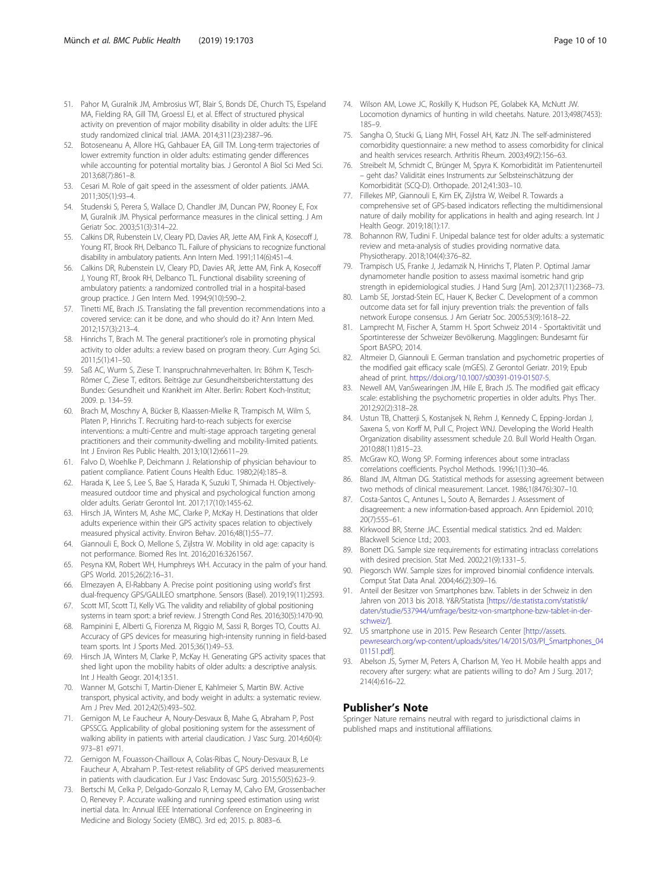51. Pahor M, Guralnik JM, Ambrosius WT, Blair S, Bonds DE, Church TS, Espeland MA, Fielding RA, Gill TM, Groessl EJ, et al. Effect of structured physical activity on prevention of major mobility disability in older adults: the LIFE study randomized clinical trial. JAMA. 2014;311(23):2387–96.
52. Botoseneanu A, Allore HG, Gahbauer EA, Gill TM. Long-term trajectories of lower extremity function in older adults: estimating gender differences while accounting for potential mortality bias. J Gerontol A Biol Sci Med Sci. 2013;68(7):861–8.
53. Cesari M. Role of gait speed in the assessment of older patients. JAMA. 2011;305(1):93–4.
54. Studenski S, Perera S, Wallace D, Chandler JM, Duncan PW, Rooney E, Fox M, Guralnik JM. Physical performance measures in the clinical setting. J Am Geriatr Soc. 2003;51(3):314–22.
55. Calkins DR, Rubenstein LV, Cleary PD, Davies AR, Jette AM, Fink A, Kosecoff J, Young RT, Brook RH, Delbanco TL. Failure of physicians to recognize functional disability in ambulatory patients. Ann Intern Med. 1991;114(6):451–4.
56. Calkins DR, Rubenstein LV, Cleary PD, Davies AR, Jette AM, Fink A, Kosecoff J, Young RT, Brook RH, Delbanco TL. Functional disability screening of ambulatory patients: a randomized controlled trial in a hospital-based group practice. J Gen Intern Med. 1994;9(10):590–2.
57. Tinetti ME, Brach JS. Translating the fall prevention recommendations into a covered service: can it be done, and who should do it? Ann Intern Med. 2012;157(3):213–4.
58. Hinrichs T, Brach M. The general practitioner's role in promoting physical activity to older adults: a review based on program theory. Curr Aging Sci. 2011;5(1):41–50.
59. Saß AC, Wurm S, Ziese T. Inanspruchnahmeverhalten. In: Böhm K, Tesch-Römer C, Ziese T, editors. Beiträge zur Gesundheitsberichterstattung des Bundes: Gesundheit und Krankheit im Alter. Berlin: Robert Koch-Institut; 2009. p. 134–59.
60. Brach M, Moschny A, Bücker B, Klaassen-Mielke R, Trampisch M, Wilm S, Platen P, Hinrichs T. Recruiting hard-to-reach subjects for exercise interventions: a multi-Centre and multi-stage approach targeting general practitioners and their community-dwelling and mobility-limited patients. Int J Environ Res Public Health. 2013;10(12):6611–29.
61. Falvo D, Woehlke P, Deichmann J. Relationship of physician behaviour to patient compliance. Patient Couns Health Educ. 1980;2(4):185–8.
62. Harada K, Lee S, Lee S, Bae S, Harada K, Suzuki T, Shimada H. Objectively-measured outdoor time and physical and psychological function among older adults. Geriatr Gerontol Int. 2017;17(10):1455-62.
63. Hirsch JA, Winters M, Ashe MC, Clarke P, McKay H. Destinations that older adults experience within their GPS activity spaces relation to objectively measured physical activity. Environ Behav. 2016;48(1):55–77.
64. Giannouli E, Bock O, Mellone S, Zijlstra W. Mobility in old age: capacity is not performance. Biomed Res Int. 2016;2016:3261567.
65. Pesyna KM, Robert WH, Humphreys WH. Accuracy in the palm of your hand. GPS World. 2015;26(2):16–31.
66. Elmezayen A, El-Rabbany A. Precise point positioning using world's first dual-frequency GPS/GALILEO smartphone. Sensors (Basel). 2019;19(11):2593.
67. Scott MT, Scott TJ, Kelly VG. The validity and reliability of global positioning systems in team sport: a brief review. J Strength Cond Res. 2016;30(5):1470-90.
68. Rampinini E, Alberti G, Fiorenza M, Riggio M, Sassi R, Borges TO, Coutts AJ. Accuracy of GPS devices for measuring high-intensity running in field-based team sports. Int J Sports Med. 2015;36(1):49–53.
69. Hirsch JA, Winters M, Clarke P, McKay H. Generating GPS activity spaces that shed light upon the mobility habits of older adults: a descriptive analysis. Int J Health Geogr. 2014;13:51.
70. Wanner M, Gotschi T, Martin-Diener E, Kahlmeier S, Martin BW. Active transport, physical activity, and body weight in adults: a systematic review. Am J Prev Med. 2012;42(5):493–502.
71. Gernigon M, Le Faucheur A, Noury-Desvaux B, Mahe G, Abraham P, Post GPSSCG. Applicability of global positioning system for the assessment of walking ability in patients with arterial claudication. J Vasc Surg. 2014;60(4):973–81 e971.
72. Gernigon M, Fouasson-Chailloux A, Colas-Ribas C, Noury-Desvaux B, Le Faucheur A, Abraham P. Test-retest reliability of GPS derived measurements in patients with claudication. Eur J Vasc Endovasc Surg. 2015;50(5):623–9.
73. Bertschi M, Celka P, Delgado-Gonzalo R, Lemay M, Calvo EM, Grossenbacher O, Renevey P. Accurate walking and running speed estimation using wrist inertial data. In: Annual IEEE International Conference on Engineering in Medicine and Biology Society (EMBC). 3rd ed; 2015. p. 8083–6.
74. Wilson AM, Lowe JC, Roskilly K, Hudson PE, Golabek KA, McNutt JW. Locomotion dynamics of hunting in wild cheetahs. Nature. 2013;498(7453):185–9.
75. Sangha O, Stucki G, Liang MH, Fossel AH, Katz JN. The self-administered comorbidity questionnaire: a new method to assess comorbidity for clinical and health services research. Arthritis Rheum. 2003;49(2):156–63.
76. Streibelt M, Schmidt C, Brünger M, Spyra K. Komorbidität im Patientenurteil – geht das? Validität eines Instruments zur Selbsteinschätzung der Komorbidität (SCQ-D). Orthopade. 2012;41:303–10.
77. Fillekes MP, Giannouli E, Kim EK, Zijlstra W, Weibel R. Towards a comprehensive set of GPS-based indicators reflecting the multidimensional nature of daily mobility for applications in health and aging research. Int J Health Geogr. 2019;18(1):17.
78. Bohannon RW, Tudini F. Unipedal balance test for older adults: a systematic review and meta-analysis of studies providing normative data. Physiotherapy. 2018;104(4):376–82.
79. Trampisch US, Franke J, Jedamzik N, Hinrichs T, Platen P. Optimal Jamar dynamometer handle position to assess maximal isometric hand grip strength in epidemiological studies. J Hand Surg [Am]. 2012;37(11):2368–73.
80. Lamb SE, Jorstad-Stein EC, Hauer K, Becker C. Development of a common outcome data set for fall injury prevention trials: the prevention of falls network Europe consensus. J Am Geriatr Soc. 2005;53(9):1618–22.
81. Lamprecht M, Fischer A, Stamm H. Sport Schweiz 2014 - Sportaktivität und Sportinteresse der Schweizer Bevölkerung. Magglingen: Bundesamt für Sport BASPO; 2014.
82. Altmeier D, Giannouli E. German translation and psychometric properties of the modified gait efficacy scale (mGES). Z Gerontol Geriatr. 2019; Epub ahead of print. https://doi.org/10.1007/s00391-019-01507-5.
83. Newell AM, VanSwearingen JM, Hile E, Brach JS. The modified gait efficacy scale: establishing the psychometric properties in older adults. Phys Ther. 2012;92(2):318–28.
84. Ustun TB, Chatterji S, Kostanjsek N, Rehm J, Kennedy C, Epping-Jordan J, Saxena S, von Korff M, Pull C, Project WNJ. Developing the World Health Organization disability assessment schedule 2.0. Bull World Health Organ. 2010;88(11):815–23.
85. McGraw KO, Wong SP. Forming inferences about some intraclass correlations coefficients. Psychol Methods. 1996;1(1):30–46.
86. Bland JM, Altman DG. Statistical methods for assessing agreement between two methods of clinical measurement. Lancet. 1986;1(8476):307–10.
87. Costa-Santos C, Antunes L, Souto A, Bernardes J. Assessment of disagreement: a new information-based approach. Ann Epidemiol. 2010;20(7):555–61.
88. Kirkwood BR, Sterne JAC. Essential medical statistics. 2nd ed. Malden: Blackwell Science Ltd.; 2003.
89. Bonett DG. Sample size requirements for estimating intraclass correlations with desired precision. Stat Med. 2002;21(9):1331–5.
90. Piegorsch WW. Sample sizes for improved binomial confidence intervals. Comput Stat Data Anal. 2004;46(2):309–16.
91. Anteil der Besitzer von Smartphones bzw. Tablets in der Schweiz in den Jahren von 2013 bis 2018. Y&R/Statista [https://de.statista.com/statistik/daten/studie/537944/umfrage/besitz-von-smartphone-bzw-tablet-in-der-schweiz/].
92. US smartphone use in 2015. Pew Research Center [http://assets.pewresearch.org/wp-content/uploads/sites/14/2015/03/PI_Smartphones_0401151.pdf].
93. Abelson JS, Symer M, Peters A, Charlson M, Yeo H. Mobile health apps and recovery after surgery: what are patients willing to do? Am J Surg. 2017;214(4):616–22.

## Publisher's Note

Springer Nature remains neutral with regard to jurisdictional claims in published maps and institutional affiliations.